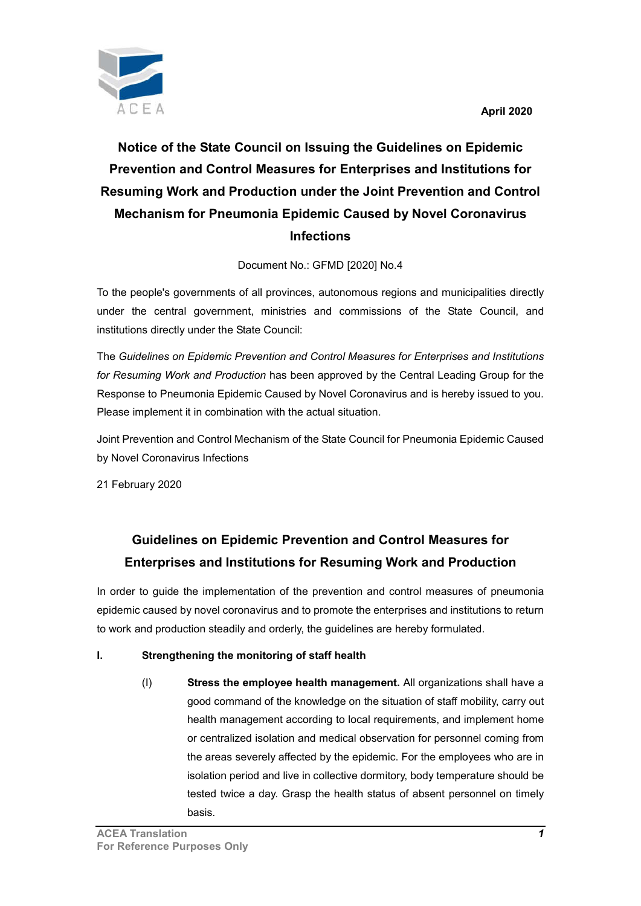April 2020

# Notice of the State Council on Issuing the Guidelines on Epidemic Prevention and Control Measures for Enterprises and Institutions for Resuming Work and Production under the Joint Prevention and Control Mechanism for Pneumonia Epidemic Caused by Novel Coronavirus Infections

Document No.: GFMD [2020] No.4

To the people's governments of all provinces, autonomous regions and municipalities directly under the central government, ministries and commissions of the State Council, and institutions directly under the State Council:

The *Guidelines on Epidemic Prevention and Control Measures for Enterprises and Institutions for Resuming Work and Production* has been approved by the Central Leading Group for the Response to Pneumonia Epidemic Caused by Novel Coronavirus and is hereby issued to you. Please implement it in combination with the actual situation.

Joint Prevention and Control Mechanism of the State Council for Pneumonia Epidemic Caused by Novel Coronavirus Infections

21 February 2020

## Guidelines on Epidemic Prevention and Control Measures for Enterprises and Institutions for Resuming Work and Production

In order to guide the implementation of the prevention and control measures of pneumonia epidemic caused by novel coronavirus and to promote the enterprises and institutions to return to work and production steadily and orderly, the guidelines are hereby formulated.

### I. Strengthening the monitoring of staff health

(I) **Stress the employee health management.** All organizations shall have a good command of the knowledge on the situation of staff mobility, carry out health management according to local requirements, and implement home or centralized isolation and medical observation for personnel coming from the areas severely affected by the epidemic. For the employees who are in isolation period and live in collective dormitory, body temperature should be tested twice a day. Grasp the health status of absent personnel on timely basis.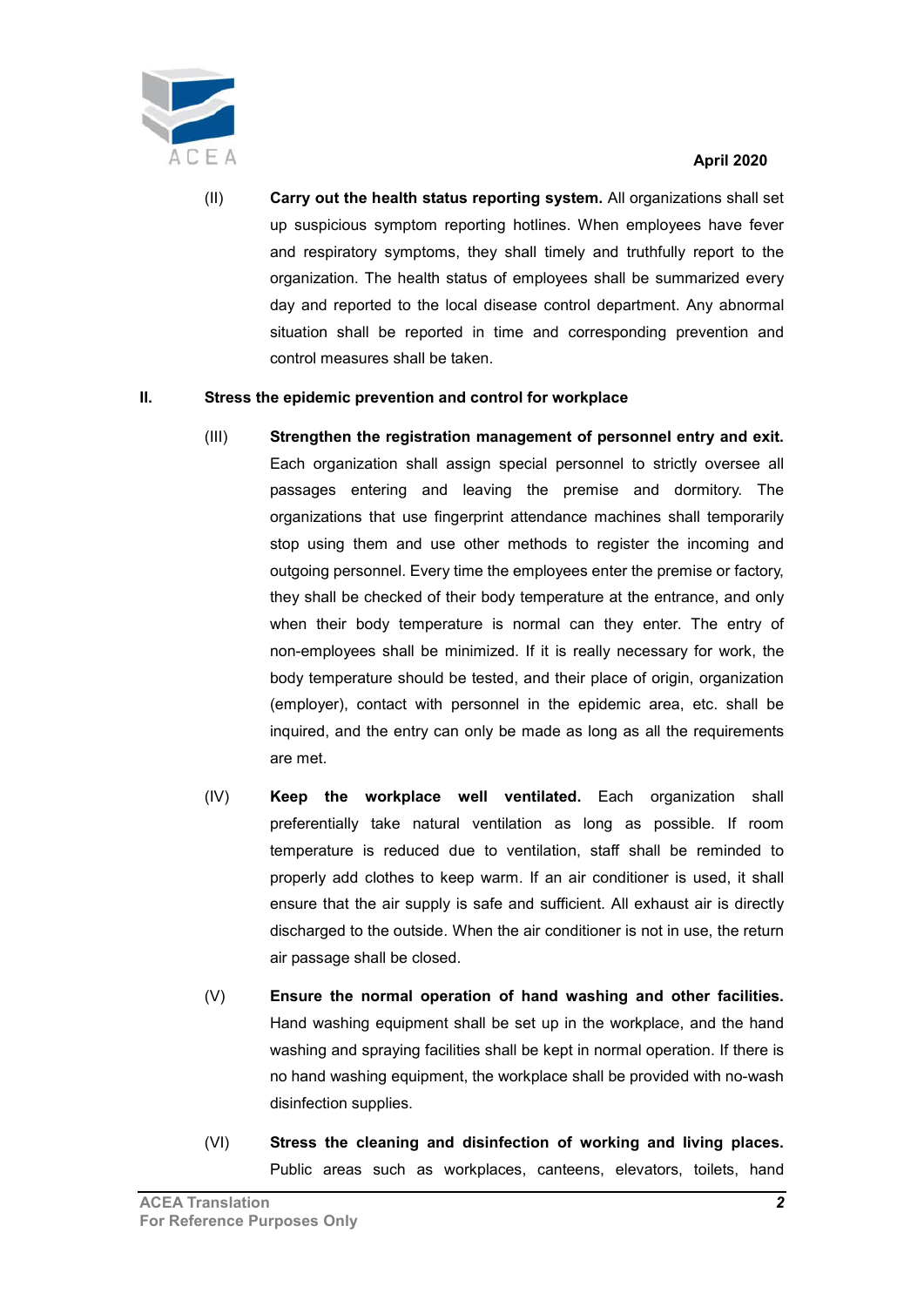(II) **Carry out the health status reporting system.** All organizations shall set up suspicious symptom reporting hotlines. When employees have fever and respiratory symptoms, they shall timely and truthfully report to the organization. The health status of employees shall be summarized every day and reported to the local disease control department. Any abnormal situation shall be reported in time and corresponding prevention and control measures shall be taken.

## II. Stress the epidemic prevention and control for workplace

(III) **Strengthen the registration management of personnel entry and exit.** Each organization shall assign special personnel to strictly oversee all passages entering and leaving the premise and dormitory. The organizations that use fingerprint attendance machines shall temporarily stop using them and use other methods to register the incoming and outgoing personnel. Every time the employees enter the premise or factory, they shall be checked of their body temperature at the entrance, and only when their body temperature is normal can they enter. The entry of non-employees shall be minimized. If it is really necessary for work, the body temperature should be tested, and their place of origin, organization (employer), contact with personnel in the epidemic area, etc. shall be inquired, and the entry can only be made as long as all the requirements are met.

(IV) **Keep the workplace well ventilated.** Each organization shall preferentially take natural ventilation as long as possible. If room temperature is reduced due to ventilation, staff shall be reminded to properly add clothes to keep warm. If an air conditioner is used, it shall ensure that the air supply is safe and sufficient. All exhaust air is directly discharged to the outside. When the air conditioner is not in use, the return air passage shall be closed.

(V) **Ensure the normal operation of hand washing and other facilities.** Hand washing equipment shall be set up in the workplace, and the hand washing and spraying facilities shall be kept in normal operation. If there is no hand washing equipment, the workplace shall be provided with no-wash disinfection supplies.

(VI) **Stress the cleaning and disinfection of working and living places.** Public areas such as workplaces, canteens, elevators, toilets, hand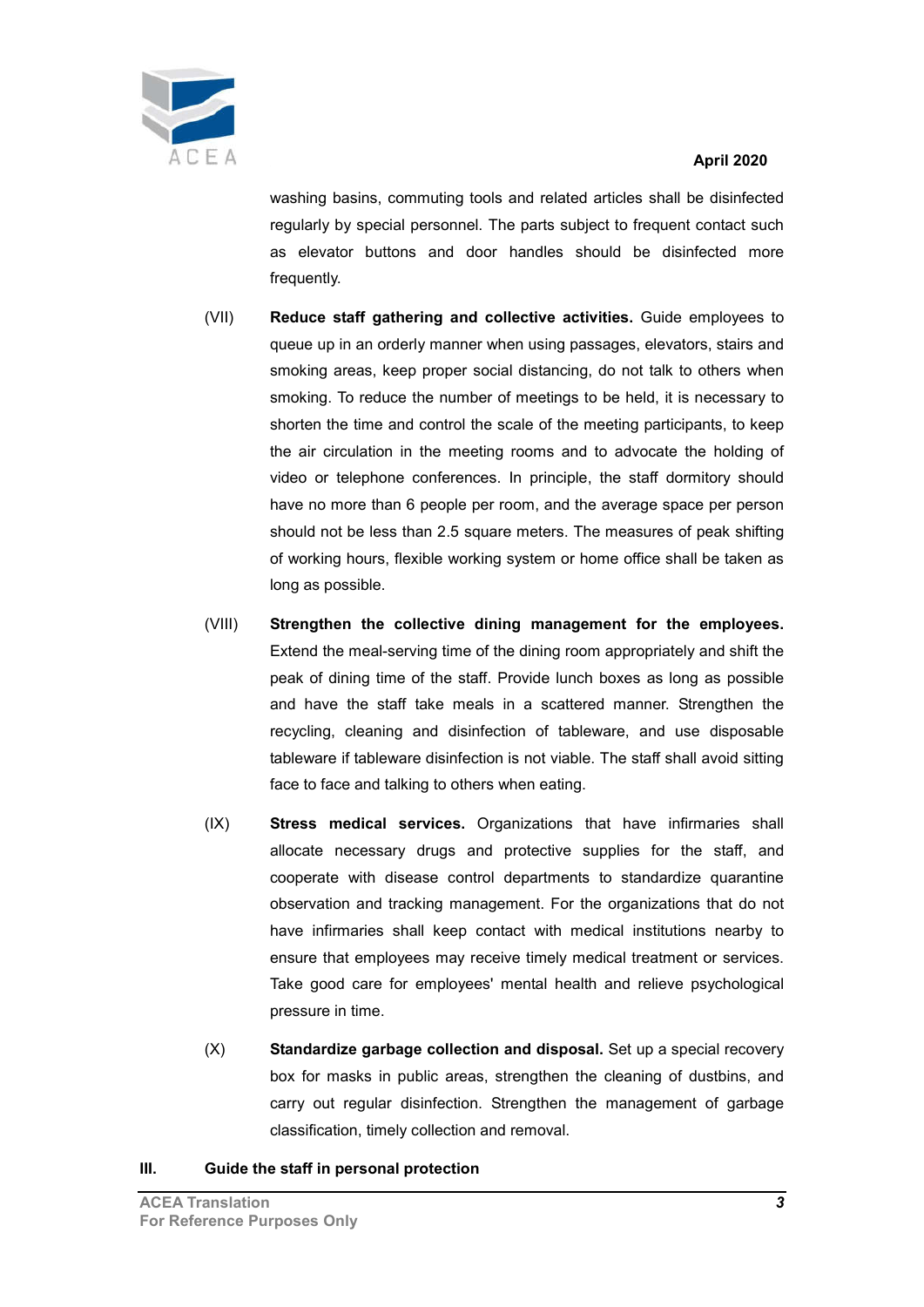washing basins, commuting tools and related articles shall be disinfected regularly by special personnel. The parts subject to frequent contact such as elevator buttons and door handles should be disinfected more frequently.

(VII) **Reduce staff gathering and collective activities.** Guide employees to queue up in an orderly manner when using passages, elevators, stairs and smoking areas, keep proper social distancing, do not talk to others when smoking. To reduce the number of meetings to be held, it is necessary to shorten the time and control the scale of the meeting participants, to keep the air circulation in the meeting rooms and to advocate the holding of video or telephone conferences. In principle, the staff dormitory should have no more than 6 people per room, and the average space per person should not be less than 2.5 square meters. The measures of peak shifting of working hours, flexible working system or home office shall be taken as long as possible.

(VIII) **Strengthen the collective dining management for the employees.** Extend the meal-serving time of the dining room appropriately and shift the peak of dining time of the staff. Provide lunch boxes as long as possible and have the staff take meals in a scattered manner. Strengthen the recycling, cleaning and disinfection of tableware, and use disposable tableware if tableware disinfection is not viable. The staff shall avoid sitting face to face and talking to others when eating.

(IX) **Stress medical services.** Organizations that have infirmaries shall allocate necessary drugs and protective supplies for the staff, and cooperate with disease control departments to standardize quarantine observation and tracking management. For the organizations that do not have infirmaries shall keep contact with medical institutions nearby to ensure that employees may receive timely medical treatment or services. Take good care for employees' mental health and relieve psychological pressure in time.

(X) **Standardize garbage collection and disposal.** Set up a special recovery box for masks in public areas, strengthen the cleaning of dustbins, and carry out regular disinfection. Strengthen the management of garbage classification, timely collection and removal.

## III. Guide the staff in personal protection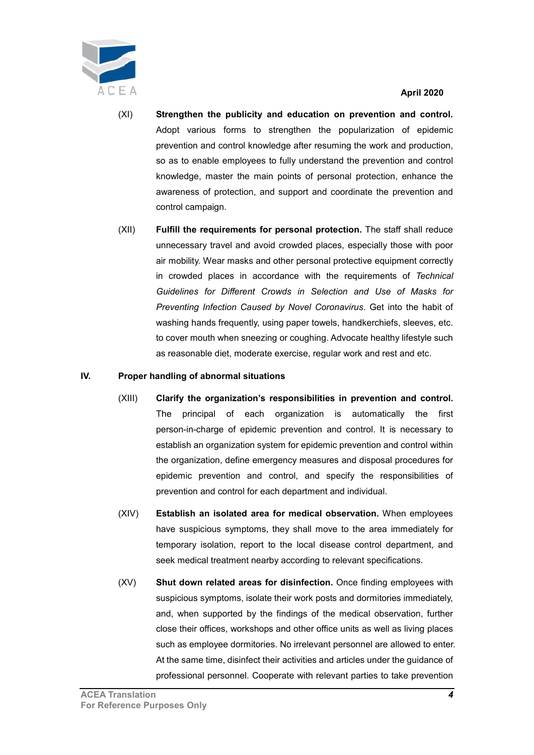(XI) **Strengthen the publicity and education on prevention and control.** Adopt various forms to strengthen the popularization of epidemic prevention and control knowledge after resuming the work and production, so as to enable employees to fully understand the prevention and control knowledge, master the main points of personal protection, enhance the awareness of protection, and support and coordinate the prevention and control campaign.

(XII) **Fulfill the requirements for personal protection.** The staff shall reduce unnecessary travel and avoid crowded places, especially those with poor air mobility. Wear masks and other personal protective equipment correctly in crowded places in accordance with the requirements of *Technical Guidelines for Different Crowds in Selection and Use of Masks for Preventing Infection Caused by Novel Coronavirus*. Get into the habit of washing hands frequently, using paper towels, handkerchiefs, sleeves, etc. to cover mouth when sneezing or coughing. Advocate healthy lifestyle such as reasonable diet, moderate exercise, regular work and rest and etc.

## IV. Proper handling of abnormal situations

(XIII) **Clarify the organization's responsibilities in prevention and control.** The principal of each organization is automatically the first person-in-charge of epidemic prevention and control. It is necessary to establish an organization system for epidemic prevention and control within the organization, define emergency measures and disposal procedures for epidemic prevention and control, and specify the responsibilities of prevention and control for each department and individual.

(XIV) **Establish an isolated area for medical observation.** When employees have suspicious symptoms, they shall move to the area immediately for temporary isolation, report to the local disease control department, and seek medical treatment nearby according to relevant specifications.

(XV) **Shut down related areas for disinfection.** Once finding employees with suspicious symptoms, isolate their work posts and dormitories immediately, and, when supported by the findings of the medical observation, further close their offices, workshops and other office units as well as living places such as employee dormitories. No irrelevant personnel are allowed to enter. At the same time, disinfect their activities and articles under the guidance of professional personnel. Cooperate with relevant parties to take prevention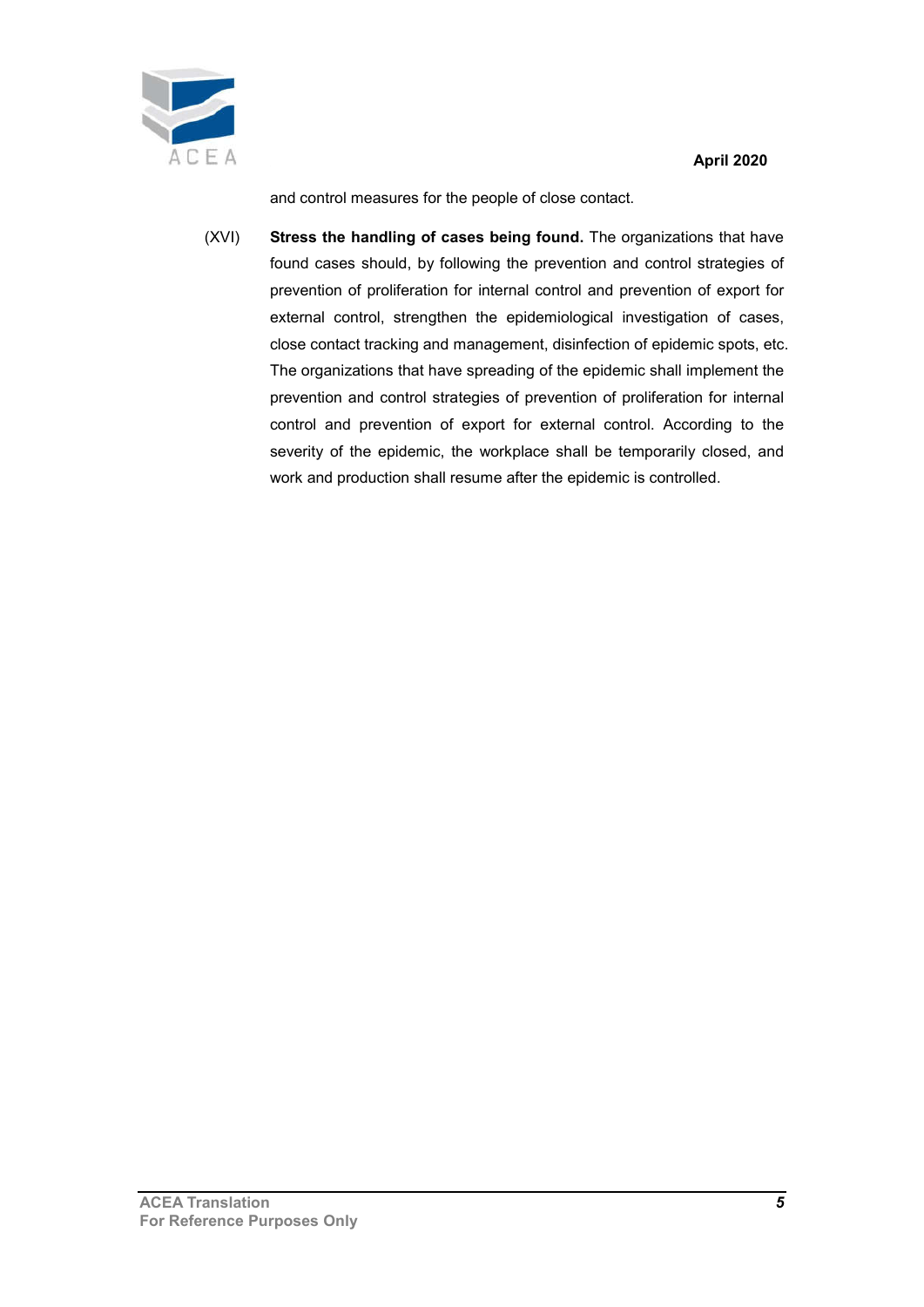and control measures for the people of close contact.

(XVI) **Stress the handling of cases being found.** The organizations that have found cases should, by following the prevention and control strategies of prevention of proliferation for internal control and prevention of export for external control, strengthen the epidemiological investigation of cases, close contact tracking and management, disinfection of epidemic spots, etc. The organizations that have spreading of the epidemic shall implement the prevention and control strategies of prevention of proliferation for internal control and prevention of export for external control. According to the severity of the epidemic, the workplace shall be temporarily closed, and work and production shall resume after the epidemic is controlled.